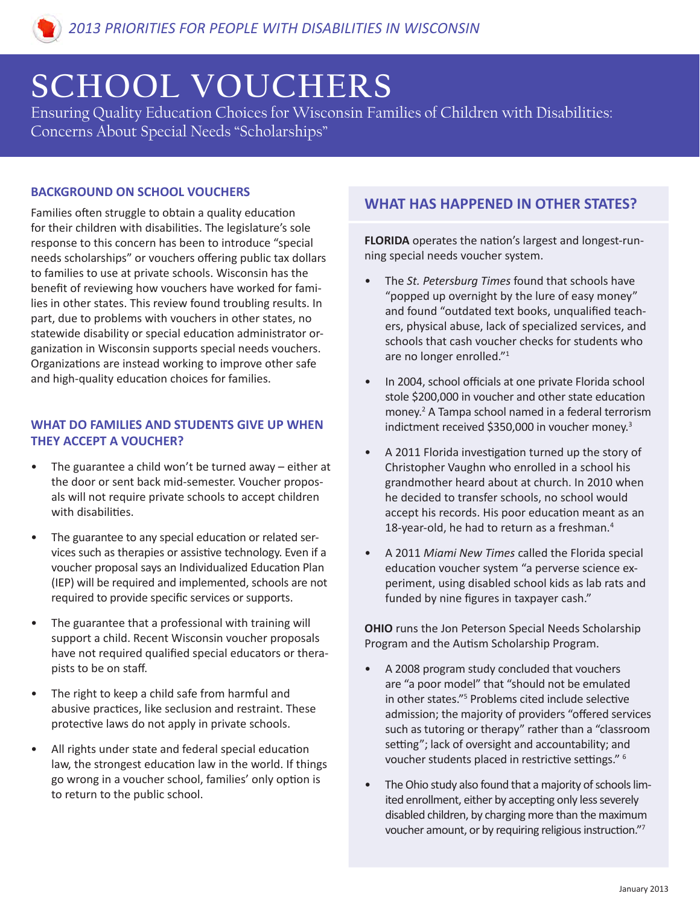*2013 PRIORITIES FOR PEOPLE WITH DISABILITIES IN WISCONSIN*

# SCHOOL VOUCHERS

Ensuring Quality Education Choices for Wisconsin Families of Children with Disabilities: Concerns About Special Needs "Scholarships"

## BACKGROUND ON SCHOOL VOUCHERS

Families often struggle to obtain a quality education for their children with disabilities. The legislature's sole response to this concern has been to introduce "special needs scholarships" or vouchers offering public tax dollars to families to use at private schools. Wisconsin has the benefit of reviewing how vouchers have worked for families in other states. This review found troubling results. In part, due to problems with vouchers in other states, no statewide disability or special education administrator organization in Wisconsin supports special needs vouchers. Organizations are instead working to improve other safe and high-quality education choices for families.

## WHAT DO FAMILIES AND STUDENTS GIVE UP WHEN THEY ACCEPT A VOUCHER?

- The guarantee a child won't be turned away – either at the door or sent back mid-semester. Voucher proposals will not require private schools to accept children with disabilities.
- The guarantee to any special education or related services such as therapies or assistive technology. Even if a voucher proposal says an Individualized Education Plan (IEP) will be required and implemented, schools are not required to provide specific services or supports.
- The guarantee that a professional with training will support a child. Recent Wisconsin voucher proposals have not required qualified special educators or therapists to be on staff.
- The right to keep a child safe from harmful and abusive practices, like seclusion and restraint. These protective laws do not apply in private schools.
- All rights under state and federal special education law, the strongest education law in the world. If things go wrong in a voucher school, families' only option is to return to the public school.

## WHAT HAS HAPPENED IN OTHER STATES?

**FLORIDA** operates the nation's largest and longest-running special needs voucher system.

- The *St. Petersburg Times* found that schools have "popped up overnight by the lure of easy money" and found "outdated text books, unqualified teachers, physical abuse, lack of specialized services, and schools that cash voucher checks for students who are no longer enrolled."[1]
- In 2004, school officials at one private Florida school stole $200,000 in voucher and other state education money.[2] A Tampa school named in a federal terrorism indictment received $350,000 in voucher money.[3]
- A 2011 Florida investigation turned up the story of Christopher Vaughn who enrolled in a school his grandmother heard about at church. In 2010 when he decided to transfer schools, no school would accept his records. His poor education meant as an 18-year-old, he had to return as a freshman.[4]
- A 2011 *Miami New Times* called the Florida special education voucher system "a perverse science experiment, using disabled school kids as lab rats and funded by nine figures in taxpayer cash."

**OHIO** runs the Jon Peterson Special Needs Scholarship Program and the Autism Scholarship Program.

- A 2008 program study concluded that vouchers are "a poor model" that "should not be emulated in other states."[5] Problems cited include selective admission; the majority of providers "offered services such as tutoring or therapy" rather than a "classroom setting"; lack of oversight and accountability; and voucher students placed in restrictive settings." [6]
- The Ohio study also found that a majority of schools limited enrollment, either by accepting only less severely disabled children, by charging more than the maximum voucher amount, or by requiring religious instruction."[7]

January 2013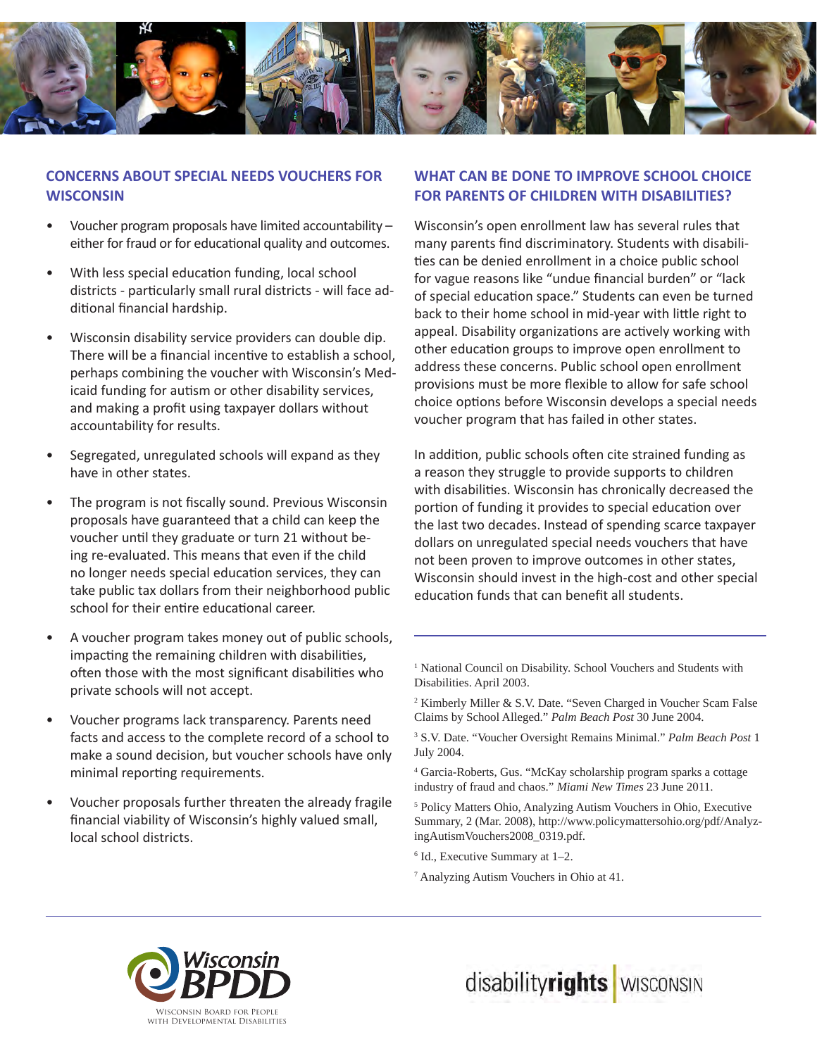## CONCERNS ABOUT SPECIAL NEEDS VOUCHERS FOR WISCONSIN

- Voucher program proposals have limited accountability – either for fraud or for educational quality and outcomes.
- With less special education funding, local school districts - particularly small rural districts - will face additional financial hardship.
- Wisconsin disability service providers can double dip. There will be a financial incentive to establish a school, perhaps combining the voucher with Wisconsin's Medicaid funding for autism or other disability services, and making a profit using taxpayer dollars without accountability for results.
- Segregated, unregulated schools will expand as they have in other states.
- The program is not fiscally sound. Previous Wisconsin proposals have guaranteed that a child can keep the voucher until they graduate or turn 21 without being re-evaluated. This means that even if the child no longer needs special education services, they can take public tax dollars from their neighborhood public school for their entire educational career.
- A voucher program takes money out of public schools, impacting the remaining children with disabilities, often those with the most significant disabilities who private schools will not accept.
- Voucher programs lack transparency. Parents need facts and access to the complete record of a school to make a sound decision, but voucher schools have only minimal reporting requirements.
- Voucher proposals further threaten the already fragile financial viability of Wisconsin's highly valued small, local school districts.

## WHAT CAN BE DONE TO IMPROVE SCHOOL CHOICE FOR PARENTS OF CHILDREN WITH DISABILITIES?

Wisconsin's open enrollment law has several rules that many parents find discriminatory. Students with disabilities can be denied enrollment in a choice public school for vague reasons like "undue financial burden" or "lack of special education space." Students can even be turned back to their home school in mid-year with little right to appeal. Disability organizations are actively working with other education groups to improve open enrollment to address these concerns. Public school open enrollment provisions must be more flexible to allow for safe school choice options before Wisconsin develops a special needs voucher program that has failed in other states.

In addition, public schools often cite strained funding as a reason they struggle to provide supports to children with disabilities. Wisconsin has chronically decreased the portion of funding it provides to special education over the last two decades. Instead of spending scarce taxpayer dollars on unregulated special needs vouchers that have not been proven to improve outcomes in other states, Wisconsin should invest in the high-cost and other special education funds that can benefit all students.

---

[1] National Council on Disability. School Vouchers and Students with Disabilities. April 2003.

[2] Kimberly Miller & S.V. Date. "Seven Charged in Voucher Scam False Claims by School Alleged." *Palm Beach Post* 30 June 2004.

[3] S.V. Date. "Voucher Oversight Remains Minimal." *Palm Beach Post* 1 July 2004.

[4] Garcia-Roberts, Gus. "McKay scholarship program sparks a cottage industry of fraud and chaos." *Miami New Times* 23 June 2011.

[5] Policy Matters Ohio, Analyzing Autism Vouchers in Ohio, Executive Summary, 2 (Mar. 2008), http://www.policymattersohio.org/pdf/AnalyzingAutismVouchers2008_0319.pdf.

[6] Id., Executive Summary at 1–2.

[7] Analyzing Autism Vouchers in Ohio at 41.

---

Wisconsin BPDD
Wisconsin Board for People with Developmental Disabilities

disabilityrights WISCONSIN